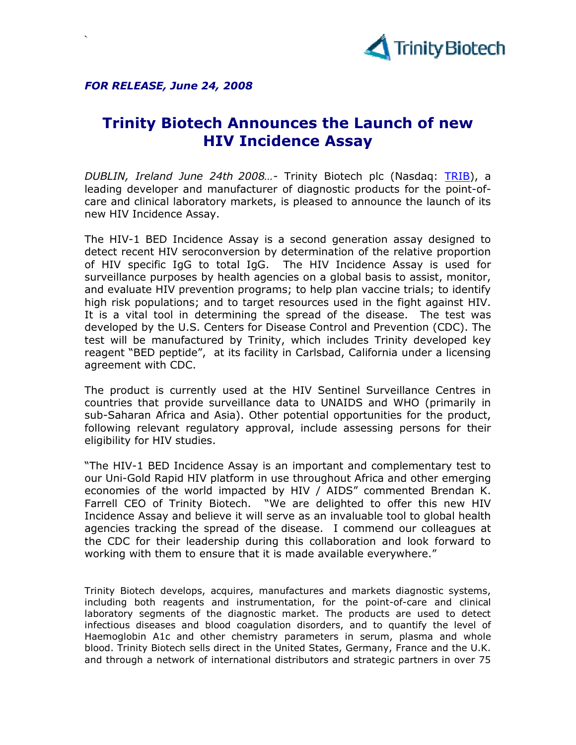*FOR RELEASE, June 24, 2008*

# Trinity Biotech Announces the Launch of new HIV Incidence Assay

*DUBLIN, Ireland June 24th 2008…*- Trinity Biotech plc (Nasdaq: TRIB), a leading developer and manufacturer of diagnostic products for the point-of-care and clinical laboratory markets, is pleased to announce the launch of its new HIV Incidence Assay.

The HIV-1 BED Incidence Assay is a second generation assay designed to detect recent HIV seroconversion by determination of the relative proportion of HIV specific IgG to total IgG. The HIV Incidence Assay is used for surveillance purposes by health agencies on a global basis to assist, monitor, and evaluate HIV prevention programs; to help plan vaccine trials; to identify high risk populations; and to target resources used in the fight against HIV. It is a vital tool in determining the spread of the disease. The test was developed by the U.S. Centers for Disease Control and Prevention (CDC). The test will be manufactured by Trinity, which includes Trinity developed key reagent "BED peptide", at its facility in Carlsbad, California under a licensing agreement with CDC.

The product is currently used at the HIV Sentinel Surveillance Centres in countries that provide surveillance data to UNAIDS and WHO (primarily in sub-Saharan Africa and Asia). Other potential opportunities for the product, following relevant regulatory approval, include assessing persons for their eligibility for HIV studies.

"The HIV-1 BED Incidence Assay is an important and complementary test to our Uni-Gold Rapid HIV platform in use throughout Africa and other emerging economies of the world impacted by HIV / AIDS" commented Brendan K. Farrell CEO of Trinity Biotech. "We are delighted to offer this new HIV Incidence Assay and believe it will serve as an invaluable tool to global health agencies tracking the spread of the disease. I commend our colleagues at the CDC for their leadership during this collaboration and look forward to working with them to ensure that it is made available everywhere."

Trinity Biotech develops, acquires, manufactures and markets diagnostic systems, including both reagents and instrumentation, for the point-of-care and clinical laboratory segments of the diagnostic market. The products are used to detect infectious diseases and blood coagulation disorders, and to quantify the level of Haemoglobin A1c and other chemistry parameters in serum, plasma and whole blood. Trinity Biotech sells direct in the United States, Germany, France and the U.K. and through a network of international distributors and strategic partners in over 75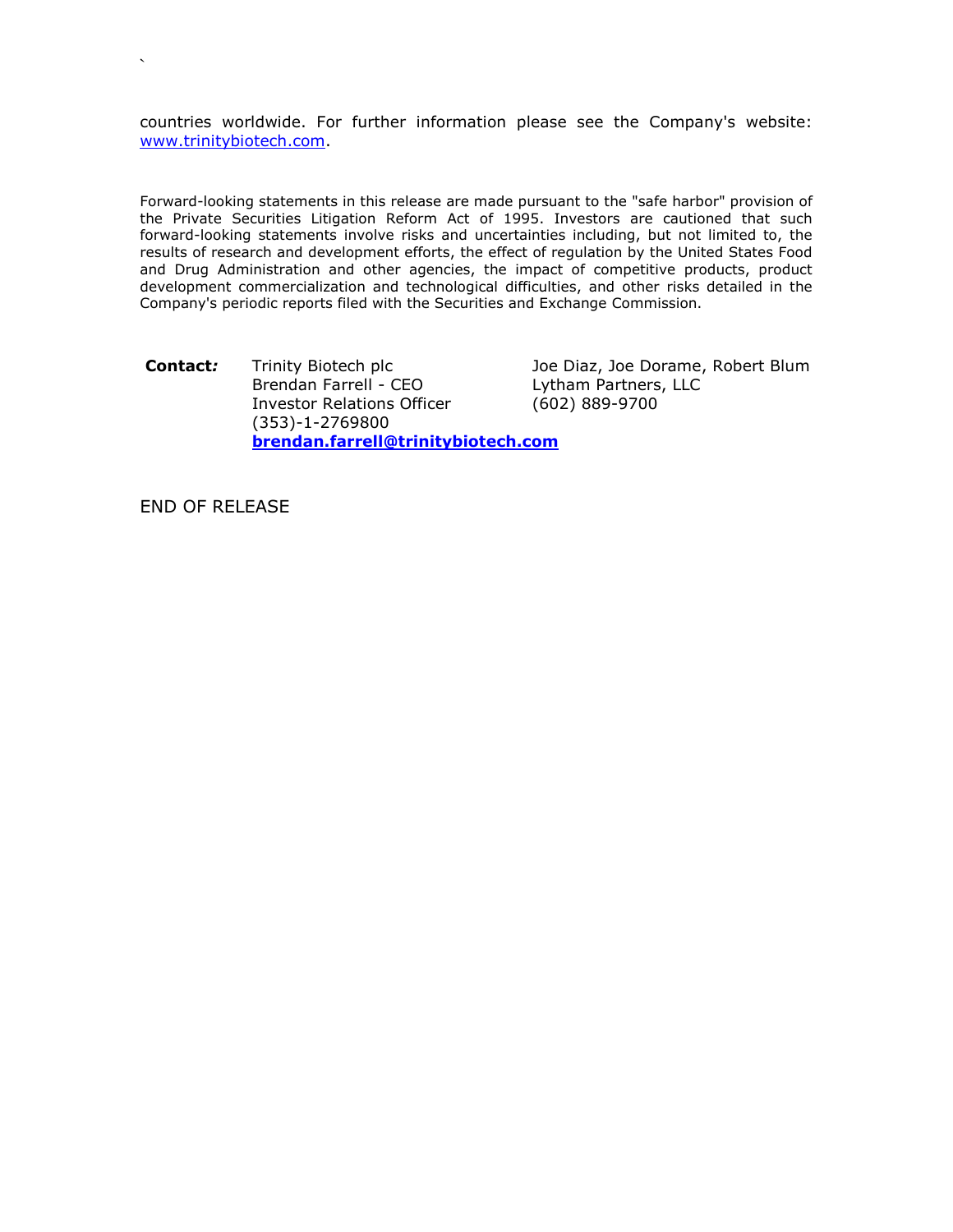countries worldwide. For further information please see the Company's website: www.trinitybiotech.com.

Forward-looking statements in this release are made pursuant to the "safe harbor" provision of the Private Securities Litigation Reform Act of 1995. Investors are cautioned that such forward-looking statements involve risks and uncertainties including, but not limited to, the results of research and development efforts, the effect of regulation by the United States Food and Drug Administration and other agencies, the impact of competitive products, product development commercialization and technological difficulties, and other risks detailed in the Company's periodic reports filed with the Securities and Exchange Commission.

| | | |
|---|---|---|
| **Contact*:*** | Trinity Biotech plc<br>Brendan Farrell - CEO<br>Investor Relations Officer<br>(353)-1-2769800<br>**brendan.farrell@trinitybiotech.com** | Joe Diaz, Joe Dorame, Robert Blum<br>Lytham Partners, LLC<br>(602) 889-9700 |

END OF RELEASE